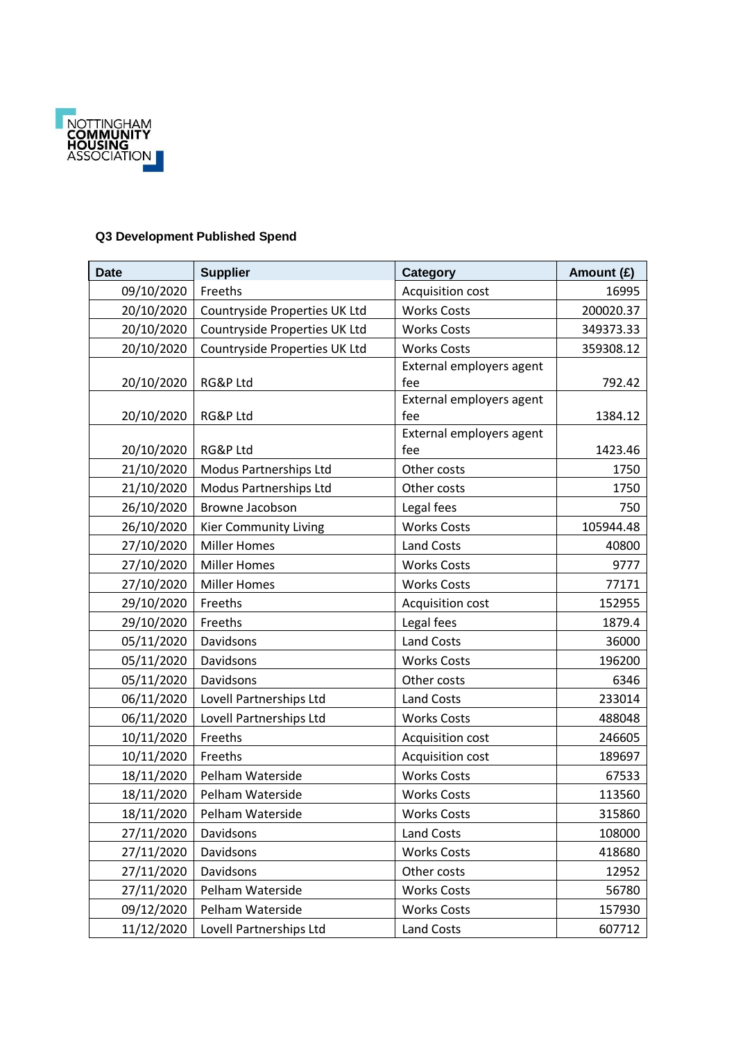NOTTINGHAM COMMUNITY HOUSING ASSOCIATION

**Q3 Development Published Spend**

| Date | Supplier | Category | Amount (£) |
|---|---|---|---|
| 09/10/2020 | Freeths | Acquisition cost | 16995 |
| 20/10/2020 | Countryside Properties UK Ltd | Works Costs | 200020.37 |
| 20/10/2020 | Countryside Properties UK Ltd | Works Costs | 349373.33 |
| 20/10/2020 | Countryside Properties UK Ltd | Works Costs | 359308.12 |
| 20/10/2020 | RG&P Ltd | External employers agent fee | 792.42 |
| 20/10/2020 | RG&P Ltd | External employers agent fee | 1384.12 |
| 20/10/2020 | RG&P Ltd | External employers agent fee | 1423.46 |
| 21/10/2020 | Modus Partnerships Ltd | Other costs | 1750 |
| 21/10/2020 | Modus Partnerships Ltd | Other costs | 1750 |
| 26/10/2020 | Browne Jacobson | Legal fees | 750 |
| 26/10/2020 | Kier Community Living | Works Costs | 105944.48 |
| 27/10/2020 | Miller Homes | Land Costs | 40800 |
| 27/10/2020 | Miller Homes | Works Costs | 9777 |
| 27/10/2020 | Miller Homes | Works Costs | 77171 |
| 29/10/2020 | Freeths | Acquisition cost | 152955 |
| 29/10/2020 | Freeths | Legal fees | 1879.4 |
| 05/11/2020 | Davidsons | Land Costs | 36000 |
| 05/11/2020 | Davidsons | Works Costs | 196200 |
| 05/11/2020 | Davidsons | Other costs | 6346 |
| 06/11/2020 | Lovell Partnerships Ltd | Land Costs | 233014 |
| 06/11/2020 | Lovell Partnerships Ltd | Works Costs | 488048 |
| 10/11/2020 | Freeths | Acquisition cost | 246605 |
| 10/11/2020 | Freeths | Acquisition cost | 189697 |
| 18/11/2020 | Pelham Waterside | Works Costs | 67533 |
| 18/11/2020 | Pelham Waterside | Works Costs | 113560 |
| 18/11/2020 | Pelham Waterside | Works Costs | 315860 |
| 27/11/2020 | Davidsons | Land Costs | 108000 |
| 27/11/2020 | Davidsons | Works Costs | 418680 |
| 27/11/2020 | Davidsons | Other costs | 12952 |
| 27/11/2020 | Pelham Waterside | Works Costs | 56780 |
| 09/12/2020 | Pelham Waterside | Works Costs | 157930 |
| 11/12/2020 | Lovell Partnerships Ltd | Land Costs | 607712 |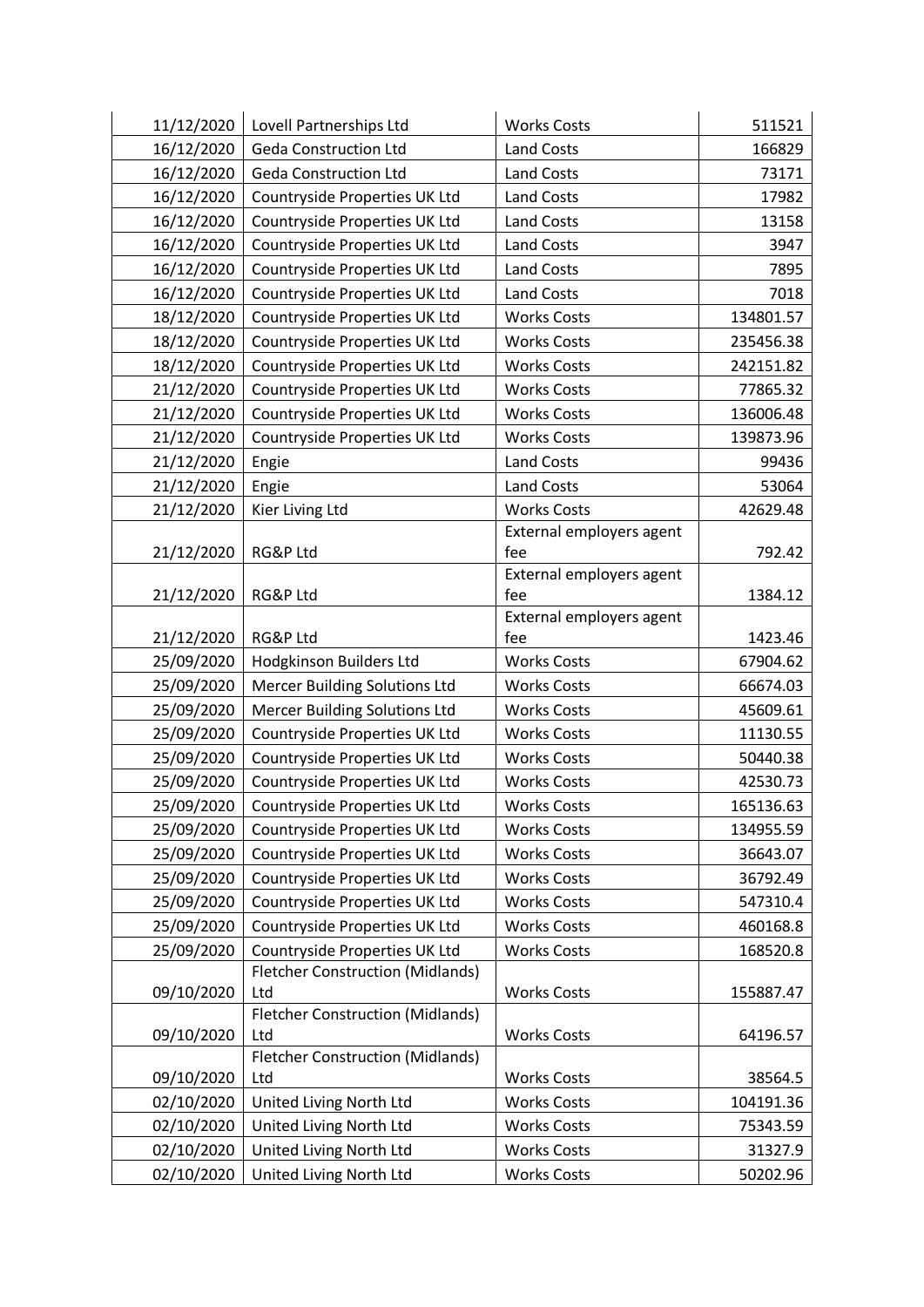| | | | |
|---|---|---|---|
| 11/12/2020 | Lovell Partnerships Ltd | Works Costs | 511521 |
| 16/12/2020 | Geda Construction Ltd | Land Costs | 166829 |
| 16/12/2020 | Geda Construction Ltd | Land Costs | 73171 |
| 16/12/2020 | Countryside Properties UK Ltd | Land Costs | 17982 |
| 16/12/2020 | Countryside Properties UK Ltd | Land Costs | 13158 |
| 16/12/2020 | Countryside Properties UK Ltd | Land Costs | 3947 |
| 16/12/2020 | Countryside Properties UK Ltd | Land Costs | 7895 |
| 16/12/2020 | Countryside Properties UK Ltd | Land Costs | 7018 |
| 18/12/2020 | Countryside Properties UK Ltd | Works Costs | 134801.57 |
| 18/12/2020 | Countryside Properties UK Ltd | Works Costs | 235456.38 |
| 18/12/2020 | Countryside Properties UK Ltd | Works Costs | 242151.82 |
| 21/12/2020 | Countryside Properties UK Ltd | Works Costs | 77865.32 |
| 21/12/2020 | Countryside Properties UK Ltd | Works Costs | 136006.48 |
| 21/12/2020 | Countryside Properties UK Ltd | Works Costs | 139873.96 |
| 21/12/2020 | Engie | Land Costs | 99436 |
| 21/12/2020 | Engie | Land Costs | 53064 |
| 21/12/2020 | Kier Living Ltd | Works Costs | 42629.48 |
| 21/12/2020 | RG&P Ltd | External employers agent fee | 792.42 |
| 21/12/2020 | RG&P Ltd | External employers agent fee | 1384.12 |
| 21/12/2020 | RG&P Ltd | External employers agent fee | 1423.46 |
| 25/09/2020 | Hodgkinson Builders Ltd | Works Costs | 67904.62 |
| 25/09/2020 | Mercer Building Solutions Ltd | Works Costs | 66674.03 |
| 25/09/2020 | Mercer Building Solutions Ltd | Works Costs | 45609.61 |
| 25/09/2020 | Countryside Properties UK Ltd | Works Costs | 11130.55 |
| 25/09/2020 | Countryside Properties UK Ltd | Works Costs | 50440.38 |
| 25/09/2020 | Countryside Properties UK Ltd | Works Costs | 42530.73 |
| 25/09/2020 | Countryside Properties UK Ltd | Works Costs | 165136.63 |
| 25/09/2020 | Countryside Properties UK Ltd | Works Costs | 134955.59 |
| 25/09/2020 | Countryside Properties UK Ltd | Works Costs | 36643.07 |
| 25/09/2020 | Countryside Properties UK Ltd | Works Costs | 36792.49 |
| 25/09/2020 | Countryside Properties UK Ltd | Works Costs | 547310.4 |
| 25/09/2020 | Countryside Properties UK Ltd | Works Costs | 460168.8 |
| 25/09/2020 | Countryside Properties UK Ltd | Works Costs | 168520.8 |
| 09/10/2020 | Fletcher Construction (Midlands) Ltd | Works Costs | 155887.47 |
| 09/10/2020 | Fletcher Construction (Midlands) Ltd | Works Costs | 64196.57 |
| 09/10/2020 | Fletcher Construction (Midlands) Ltd | Works Costs | 38564.5 |
| 02/10/2020 | United Living North Ltd | Works Costs | 104191.36 |
| 02/10/2020 | United Living North Ltd | Works Costs | 75343.59 |
| 02/10/2020 | United Living North Ltd | Works Costs | 31327.9 |
| 02/10/2020 | United Living North Ltd | Works Costs | 50202.96 |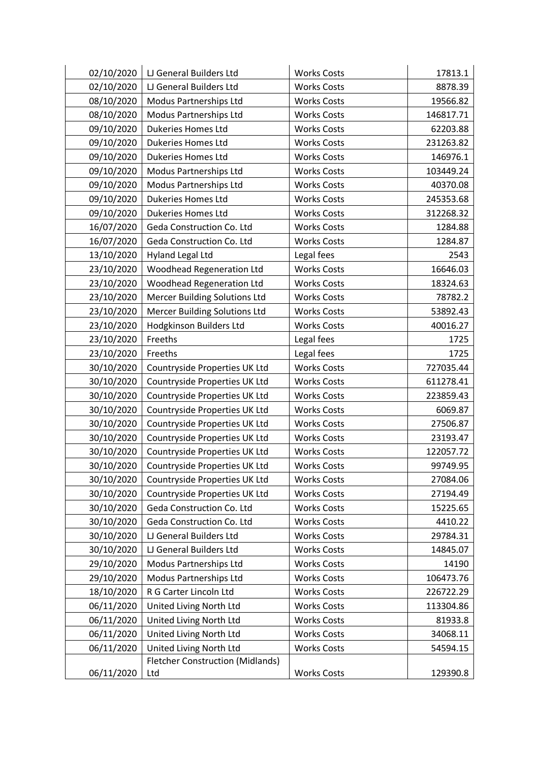| | | | |
|---|---|---|---|
| 02/10/2020 | LJ General Builders Ltd | Works Costs | 17813.1 |
| 02/10/2020 | LJ General Builders Ltd | Works Costs | 8878.39 |
| 08/10/2020 | Modus Partnerships Ltd | Works Costs | 19566.82 |
| 08/10/2020 | Modus Partnerships Ltd | Works Costs | 146817.71 |
| 09/10/2020 | Dukeries Homes Ltd | Works Costs | 62203.88 |
| 09/10/2020 | Dukeries Homes Ltd | Works Costs | 231263.82 |
| 09/10/2020 | Dukeries Homes Ltd | Works Costs | 146976.1 |
| 09/10/2020 | Modus Partnerships Ltd | Works Costs | 103449.24 |
| 09/10/2020 | Modus Partnerships Ltd | Works Costs | 40370.08 |
| 09/10/2020 | Dukeries Homes Ltd | Works Costs | 245353.68 |
| 09/10/2020 | Dukeries Homes Ltd | Works Costs | 312268.32 |
| 16/07/2020 | Geda Construction Co. Ltd | Works Costs | 1284.88 |
| 16/07/2020 | Geda Construction Co. Ltd | Works Costs | 1284.87 |
| 13/10/2020 | Hyland Legal Ltd | Legal fees | 2543 |
| 23/10/2020 | Woodhead Regeneration Ltd | Works Costs | 16646.03 |
| 23/10/2020 | Woodhead Regeneration Ltd | Works Costs | 18324.63 |
| 23/10/2020 | Mercer Building Solutions Ltd | Works Costs | 78782.2 |
| 23/10/2020 | Mercer Building Solutions Ltd | Works Costs | 53892.43 |
| 23/10/2020 | Hodgkinson Builders Ltd | Works Costs | 40016.27 |
| 23/10/2020 | Freeths | Legal fees | 1725 |
| 23/10/2020 | Freeths | Legal fees | 1725 |
| 30/10/2020 | Countryside Properties UK Ltd | Works Costs | 727035.44 |
| 30/10/2020 | Countryside Properties UK Ltd | Works Costs | 611278.41 |
| 30/10/2020 | Countryside Properties UK Ltd | Works Costs | 223859.43 |
| 30/10/2020 | Countryside Properties UK Ltd | Works Costs | 6069.87 |
| 30/10/2020 | Countryside Properties UK Ltd | Works Costs | 27506.87 |
| 30/10/2020 | Countryside Properties UK Ltd | Works Costs | 23193.47 |
| 30/10/2020 | Countryside Properties UK Ltd | Works Costs | 122057.72 |
| 30/10/2020 | Countryside Properties UK Ltd | Works Costs | 99749.95 |
| 30/10/2020 | Countryside Properties UK Ltd | Works Costs | 27084.06 |
| 30/10/2020 | Countryside Properties UK Ltd | Works Costs | 27194.49 |
| 30/10/2020 | Geda Construction Co. Ltd | Works Costs | 15225.65 |
| 30/10/2020 | Geda Construction Co. Ltd | Works Costs | 4410.22 |
| 30/10/2020 | LJ General Builders Ltd | Works Costs | 29784.31 |
| 30/10/2020 | LJ General Builders Ltd | Works Costs | 14845.07 |
| 29/10/2020 | Modus Partnerships Ltd | Works Costs | 14190 |
| 29/10/2020 | Modus Partnerships Ltd | Works Costs | 106473.76 |
| 18/10/2020 | R G Carter Lincoln Ltd | Works Costs | 226722.29 |
| 06/11/2020 | United Living North Ltd | Works Costs | 113304.86 |
| 06/11/2020 | United Living North Ltd | Works Costs | 81933.8 |
| 06/11/2020 | United Living North Ltd | Works Costs | 34068.11 |
| 06/11/2020 | United Living North Ltd | Works Costs | 54594.15 |
| 06/11/2020 | Fletcher Construction (Midlands) Ltd | Works Costs | 129390.8 |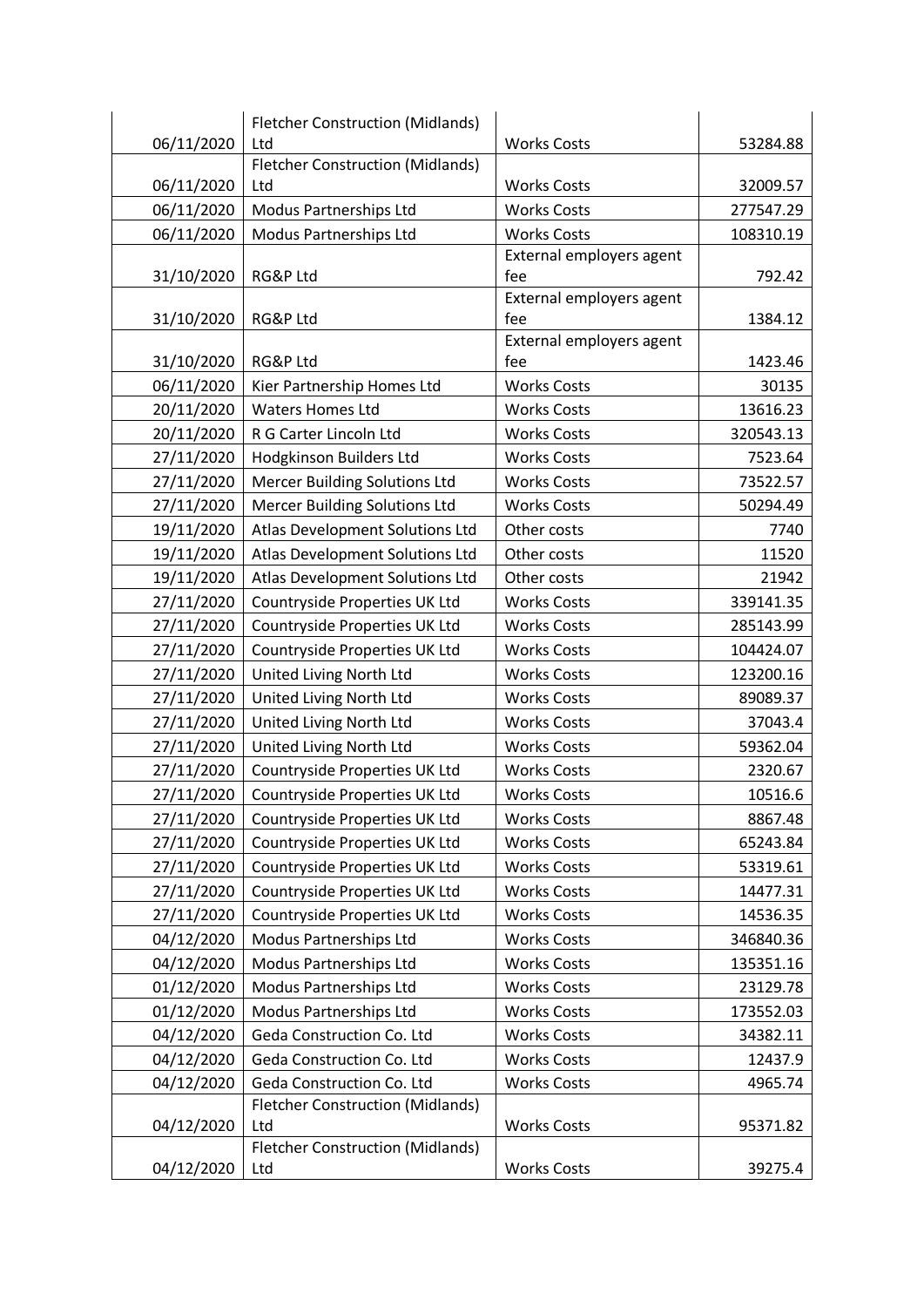| 06/11/2020 | Fletcher Construction (Midlands) Ltd | Works Costs | 53284.88 |
|---|---|---|---|
| 06/11/2020 | Fletcher Construction (Midlands) Ltd | Works Costs | 32009.57 |
| 06/11/2020 | Modus Partnerships Ltd | Works Costs | 277547.29 |
| 06/11/2020 | Modus Partnerships Ltd | Works Costs | 108310.19 |
| 31/10/2020 | RG&P Ltd | External employers agent fee | 792.42 |
| 31/10/2020 | RG&P Ltd | External employers agent fee | 1384.12 |
| 31/10/2020 | RG&P Ltd | External employers agent fee | 1423.46 |
| 06/11/2020 | Kier Partnership Homes Ltd | Works Costs | 30135 |
| 20/11/2020 | Waters Homes Ltd | Works Costs | 13616.23 |
| 20/11/2020 | R G Carter Lincoln Ltd | Works Costs | 320543.13 |
| 27/11/2020 | Hodgkinson Builders Ltd | Works Costs | 7523.64 |
| 27/11/2020 | Mercer Building Solutions Ltd | Works Costs | 73522.57 |
| 27/11/2020 | Mercer Building Solutions Ltd | Works Costs | 50294.49 |
| 19/11/2020 | Atlas Development Solutions Ltd | Other costs | 7740 |
| 19/11/2020 | Atlas Development Solutions Ltd | Other costs | 11520 |
| 19/11/2020 | Atlas Development Solutions Ltd | Other costs | 21942 |
| 27/11/2020 | Countryside Properties UK Ltd | Works Costs | 339141.35 |
| 27/11/2020 | Countryside Properties UK Ltd | Works Costs | 285143.99 |
| 27/11/2020 | Countryside Properties UK Ltd | Works Costs | 104424.07 |
| 27/11/2020 | United Living North Ltd | Works Costs | 123200.16 |
| 27/11/2020 | United Living North Ltd | Works Costs | 89089.37 |
| 27/11/2020 | United Living North Ltd | Works Costs | 37043.4 |
| 27/11/2020 | United Living North Ltd | Works Costs | 59362.04 |
| 27/11/2020 | Countryside Properties UK Ltd | Works Costs | 2320.67 |
| 27/11/2020 | Countryside Properties UK Ltd | Works Costs | 10516.6 |
| 27/11/2020 | Countryside Properties UK Ltd | Works Costs | 8867.48 |
| 27/11/2020 | Countryside Properties UK Ltd | Works Costs | 65243.84 |
| 27/11/2020 | Countryside Properties UK Ltd | Works Costs | 53319.61 |
| 27/11/2020 | Countryside Properties UK Ltd | Works Costs | 14477.31 |
| 27/11/2020 | Countryside Properties UK Ltd | Works Costs | 14536.35 |
| 04/12/2020 | Modus Partnerships Ltd | Works Costs | 346840.36 |
| 04/12/2020 | Modus Partnerships Ltd | Works Costs | 135351.16 |
| 01/12/2020 | Modus Partnerships Ltd | Works Costs | 23129.78 |
| 01/12/2020 | Modus Partnerships Ltd | Works Costs | 173552.03 |
| 04/12/2020 | Geda Construction Co. Ltd | Works Costs | 34382.11 |
| 04/12/2020 | Geda Construction Co. Ltd | Works Costs | 12437.9 |
| 04/12/2020 | Geda Construction Co. Ltd | Works Costs | 4965.74 |
| 04/12/2020 | Fletcher Construction (Midlands) Ltd | Works Costs | 95371.82 |
| 04/12/2020 | Fletcher Construction (Midlands) Ltd | Works Costs | 39275.4 |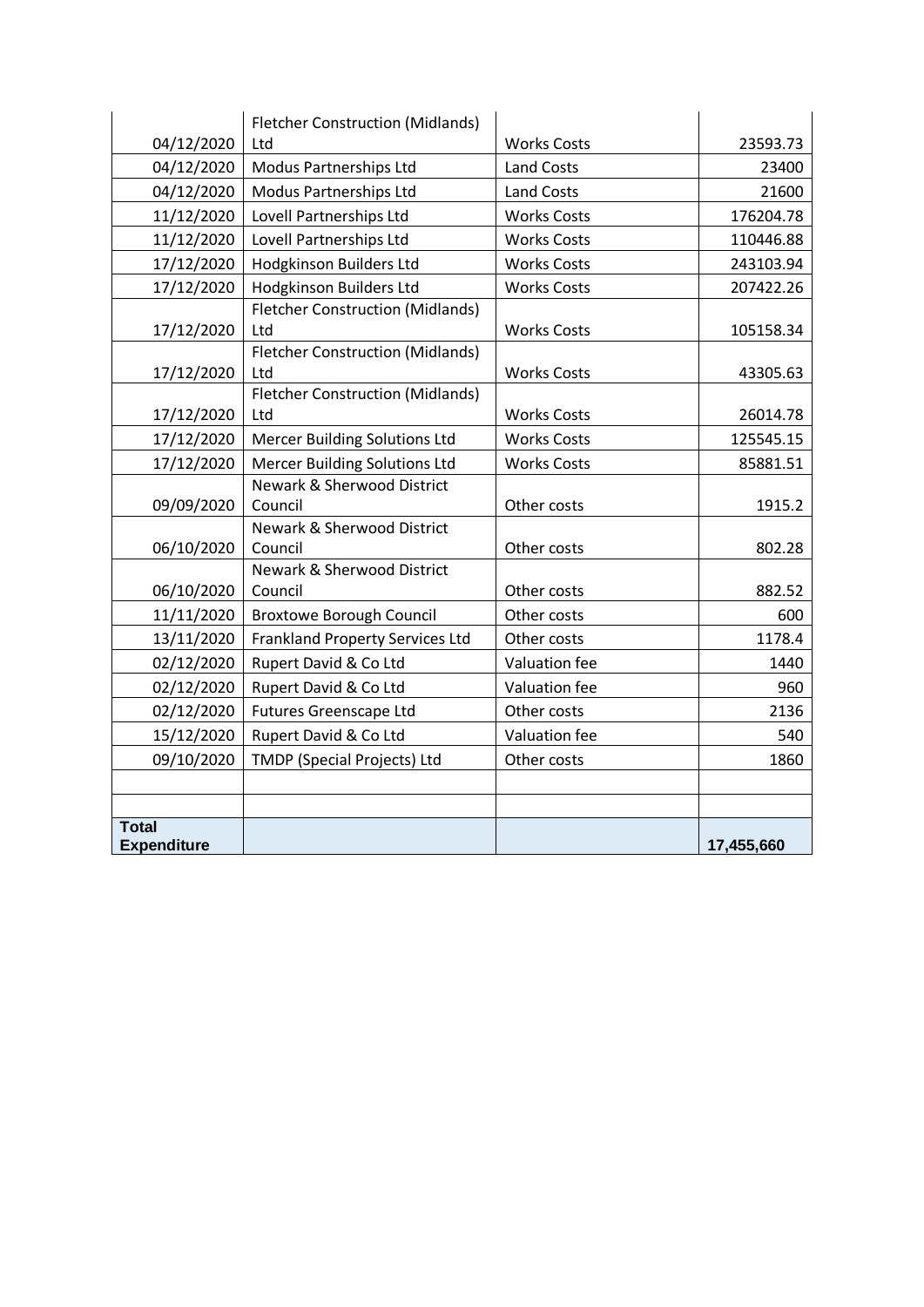| | | | |
|---|---|---|---|
| 04/12/2020 | Fletcher Construction (Midlands) Ltd | Works Costs | 23593.73 |
| 04/12/2020 | Modus Partnerships Ltd | Land Costs | 23400 |
| 04/12/2020 | Modus Partnerships Ltd | Land Costs | 21600 |
| 11/12/2020 | Lovell Partnerships Ltd | Works Costs | 176204.78 |
| 11/12/2020 | Lovell Partnerships Ltd | Works Costs | 110446.88 |
| 17/12/2020 | Hodgkinson Builders Ltd | Works Costs | 243103.94 |
| 17/12/2020 | Hodgkinson Builders Ltd | Works Costs | 207422.26 |
| 17/12/2020 | Fletcher Construction (Midlands) Ltd | Works Costs | 105158.34 |
| 17/12/2020 | Fletcher Construction (Midlands) Ltd | Works Costs | 43305.63 |
| 17/12/2020 | Fletcher Construction (Midlands) Ltd | Works Costs | 26014.78 |
| 17/12/2020 | Mercer Building Solutions Ltd | Works Costs | 125545.15 |
| 17/12/2020 | Mercer Building Solutions Ltd | Works Costs | 85881.51 |
| 09/09/2020 | Newark & Sherwood District Council | Other costs | 1915.2 |
| 06/10/2020 | Newark & Sherwood District Council | Other costs | 802.28 |
| 06/10/2020 | Newark & Sherwood District Council | Other costs | 882.52 |
| 11/11/2020 | Broxtowe Borough Council | Other costs | 600 |
| 13/11/2020 | Frankland Property Services Ltd | Other costs | 1178.4 |
| 02/12/2020 | Rupert David & Co Ltd | Valuation fee | 1440 |
| 02/12/2020 | Rupert David & Co Ltd | Valuation fee | 960 |
| 02/12/2020 | Futures Greenscape Ltd | Other costs | 2136 |
| 15/12/2020 | Rupert David & Co Ltd | Valuation fee | 540 |
| 09/10/2020 | TMDP (Special Projects) Ltd | Other costs | 1860 |
| | | | |
| | | | |
| **Total Expenditure** | | | **17,455,660** |